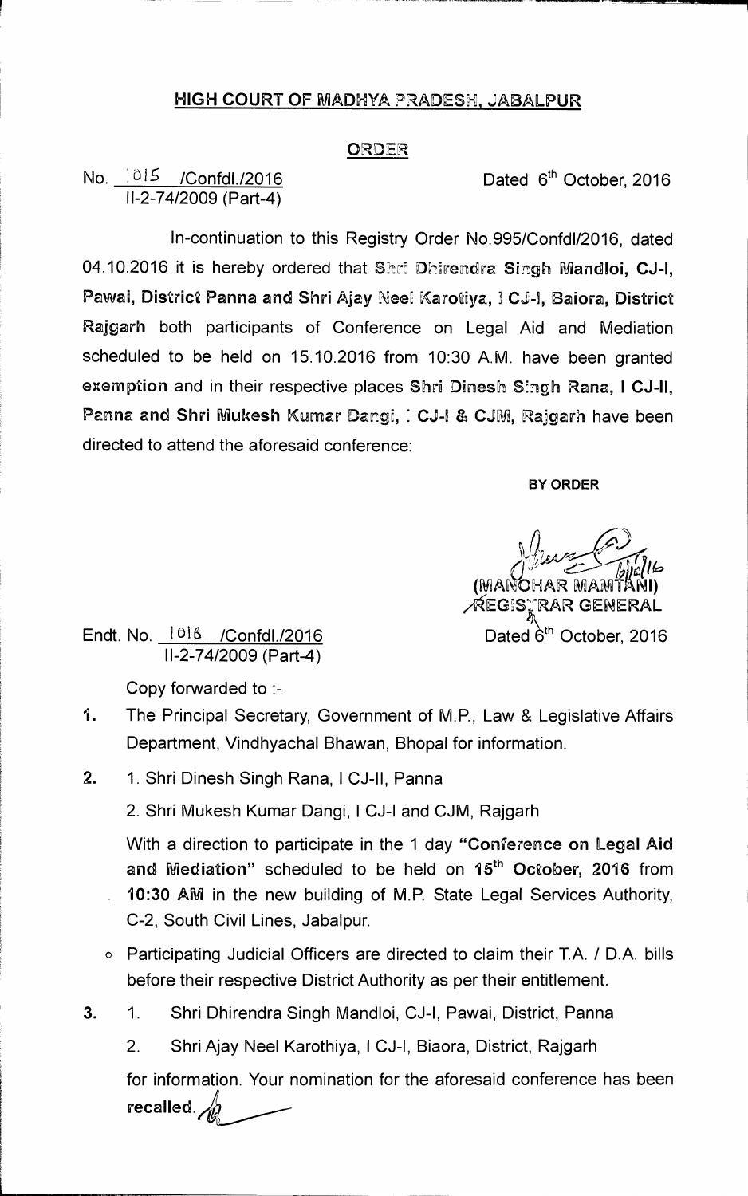## HIGH COURT OF MADHYA PRADESH, JABALPUR

### ORDER

No. 1015 /Confdl./2016
II-2-74/2009 (Part-4)

Dated 6[th] October, 2016

In-continuation to this Registry Order No.995/Confdl/2016, dated 04.10.2016 it is hereby ordered that **Shri Dhirendra Singh Mandloi, CJ-I, Pawai, District Panna and Shri Ajay Neel Karotiya, I CJ-I, Baiora, District Rajgarh** both participants of Conference on Legal Aid and Mediation scheduled to be held on 15.10.2016 from 10:30 A.M. have been granted **exemption** and in their respective places **Shri Dinesh Singh Rana, I CJ-II, Panna and Shri Mukesh Kumar Dangi, I CJ-I & CJM, Rajgarh** have been directed to attend the aforesaid conference:

**BY ORDER**

(MANOHAR MAMTANI)
REGISTRAR GENERAL

Endt. No. 1016 /Confdl./2016
II-2-74/2009 (Part-4)

Dated 6[th] October, 2016

Copy forwarded to :-

1. The Principal Secretary, Government of M.P., Law & Legislative Affairs Department, Vindhyachal Bhawan, Bhopal for information.

2. 1. Shri Dinesh Singh Rana, I CJ-II, Panna

   2. Shri Mukesh Kumar Dangi, I CJ-I and CJM, Rajgarh

   With a direction to participate in the 1 day **"Conference on Legal Aid and Mediation"** scheduled to be held on **15[th] October, 2016** from **10:30 AM** in the new building of M.P. State Legal Services Authority, C-2, South Civil Lines, Jabalpur.

   - Participating Judicial Officers are directed to claim their T.A. / D.A. bills before their respective District Authority as per their entitlement.

3. 1. Shri Dhirendra Singh Mandloi, CJ-I, Pawai, District, Panna

   2. Shri Ajay Neel Karothiya, I CJ-I, Biaora, District, Rajgarh

   for information. Your nomination for the aforesaid conference has been **recalled.**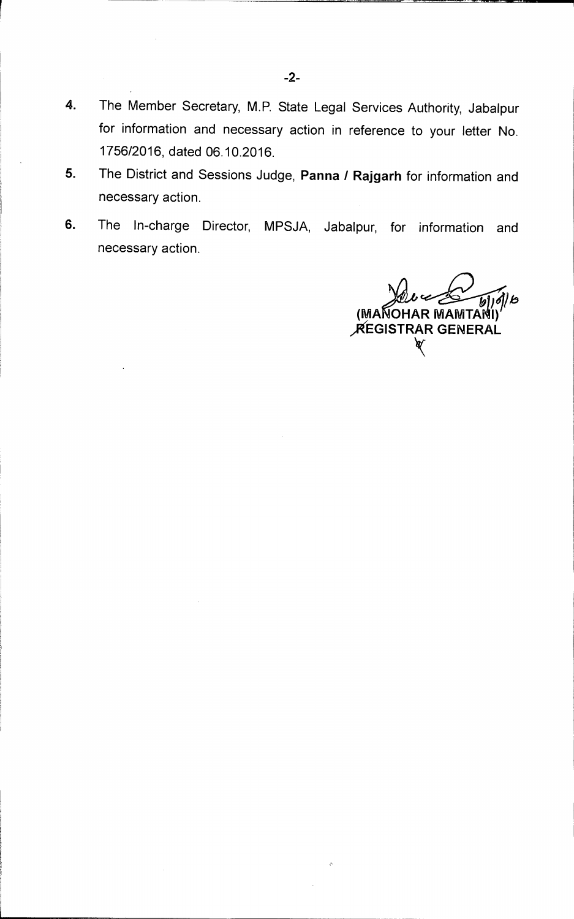4. The Member Secretary, M.P. State Legal Services Authority, Jabalpur for information and necessary action in reference to your letter No. 1756/2016, dated 06.10.2016.
5. The District and Sessions Judge, **Panna / Rajgarh** for information and necessary action.
6. The In-charge Director, MPSJA, Jabalpur, for information and necessary action.

(MANOHAR MAMTANI)
REGISTRAR GENERAL